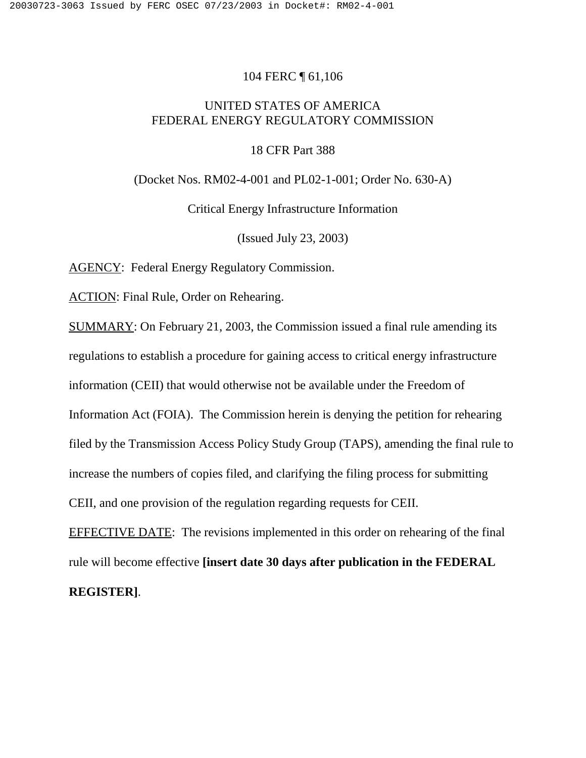104 FERC ¶ 61,106

UNITED STATES OF AMERICA
FEDERAL ENERGY REGULATORY COMMISSION

18 CFR Part 388

(Docket Nos. RM02-4-001 and PL02-1-001; Order No. 630-A)

Critical Energy Infrastructure Information

(Issued July 23, 2003)

AGENCY: Federal Energy Regulatory Commission.

ACTION: Final Rule, Order on Rehearing.

SUMMARY: On February 21, 2003, the Commission issued a final rule amending its regulations to establish a procedure for gaining access to critical energy infrastructure information (CEII) that would otherwise not be available under the Freedom of Information Act (FOIA). The Commission herein is denying the petition for rehearing filed by the Transmission Access Policy Study Group (TAPS), amending the final rule to increase the numbers of copies filed, and clarifying the filing process for submitting CEII, and one provision of the regulation regarding requests for CEII.

EFFECTIVE DATE: The revisions implemented in this order on rehearing of the final rule will become effective **[insert date 30 days after publication in the FEDERAL REGISTER]**.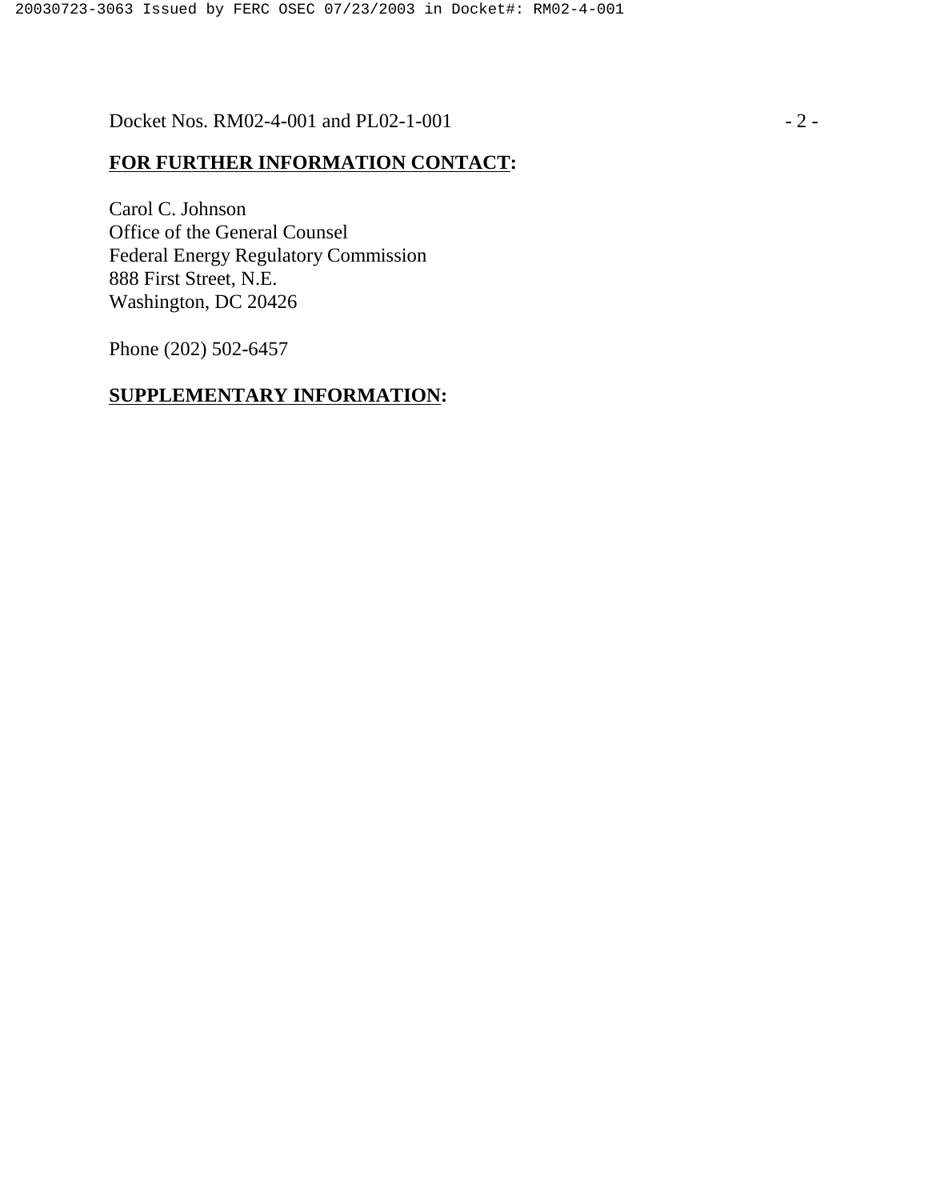**FOR FURTHER INFORMATION CONTACT:**

Carol C. Johnson
Office of the General Counsel
Federal Energy Regulatory Commission
888 First Street, N.E.
Washington, DC 20426

Phone (202) 502-6457

**SUPPLEMENTARY INFORMATION:**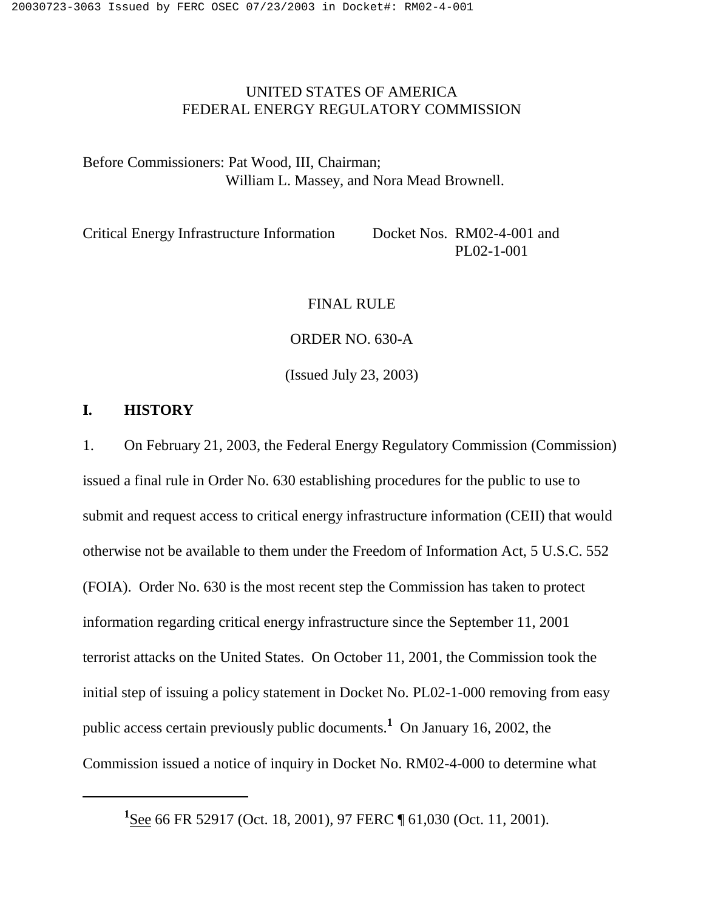UNITED STATES OF AMERICA
FEDERAL ENERGY REGULATORY COMMISSION

Before Commissioners: Pat Wood, III, Chairman;
William L. Massey, and Nora Mead Brownell.

Critical Energy Infrastructure Information Docket Nos. RM02-4-001 and PL02-1-001

FINAL RULE

ORDER NO. 630-A

(Issued July 23, 2003)

## I. HISTORY

1. On February 21, 2003, the Federal Energy Regulatory Commission (Commission) issued a final rule in Order No. 630 establishing procedures for the public to use to submit and request access to critical energy infrastructure information (CEII) that would otherwise not be available to them under the Freedom of Information Act, 5 U.S.C. 552 (FOIA). Order No. 630 is the most recent step the Commission has taken to protect information regarding critical energy infrastructure since the September 11, 2001 terrorist attacks on the United States. On October 11, 2001, the Commission took the initial step of issuing a policy statement in Docket No. PL02-1-000 removing from easy public access certain previously public documents.[1] On January 16, 2002, the Commission issued a notice of inquiry in Docket No. RM02-4-000 to determine what

---

[1] See 66 FR 52917 (Oct. 18, 2001), 97 FERC ¶ 61,030 (Oct. 11, 2001).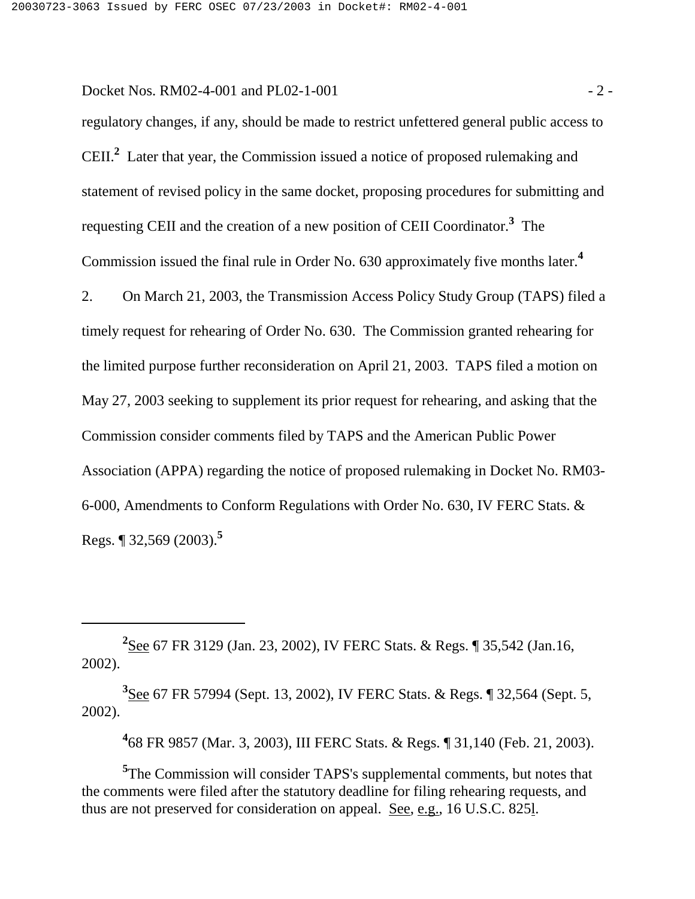regulatory changes, if any, should be made to restrict unfettered general public access to CEII.[2] Later that year, the Commission issued a notice of proposed rulemaking and statement of revised policy in the same docket, proposing procedures for submitting and requesting CEII and the creation of a new position of CEII Coordinator.[3] The Commission issued the final rule in Order No. 630 approximately five months later.[4]

2. On March 21, 2003, the Transmission Access Policy Study Group (TAPS) filed a timely request for rehearing of Order No. 630. The Commission granted rehearing for the limited purpose further reconsideration on April 21, 2003. TAPS filed a motion on May 27, 2003 seeking to supplement its prior request for rehearing, and asking that the Commission consider comments filed by TAPS and the American Public Power Association (APPA) regarding the notice of proposed rulemaking in Docket No. RM03-6-000, Amendments to Conform Regulations with Order No. 630, IV FERC Stats. & Regs. ¶ 32,569 (2003).[5]

---

[2] See 67 FR 3129 (Jan. 23, 2002), IV FERC Stats. & Regs. ¶ 35,542 (Jan.16, 2002).

[3] See 67 FR 57994 (Sept. 13, 2002), IV FERC Stats. & Regs. ¶ 32,564 (Sept. 5, 2002).

[4] 68 FR 9857 (Mar. 3, 2003), III FERC Stats. & Regs. ¶ 31,140 (Feb. 21, 2003).

[5] The Commission will consider TAPS's supplemental comments, but notes that the comments were filed after the statutory deadline for filing rehearing requests, and thus are not preserved for consideration on appeal. See, e.g., 16 U.S.C. 825l.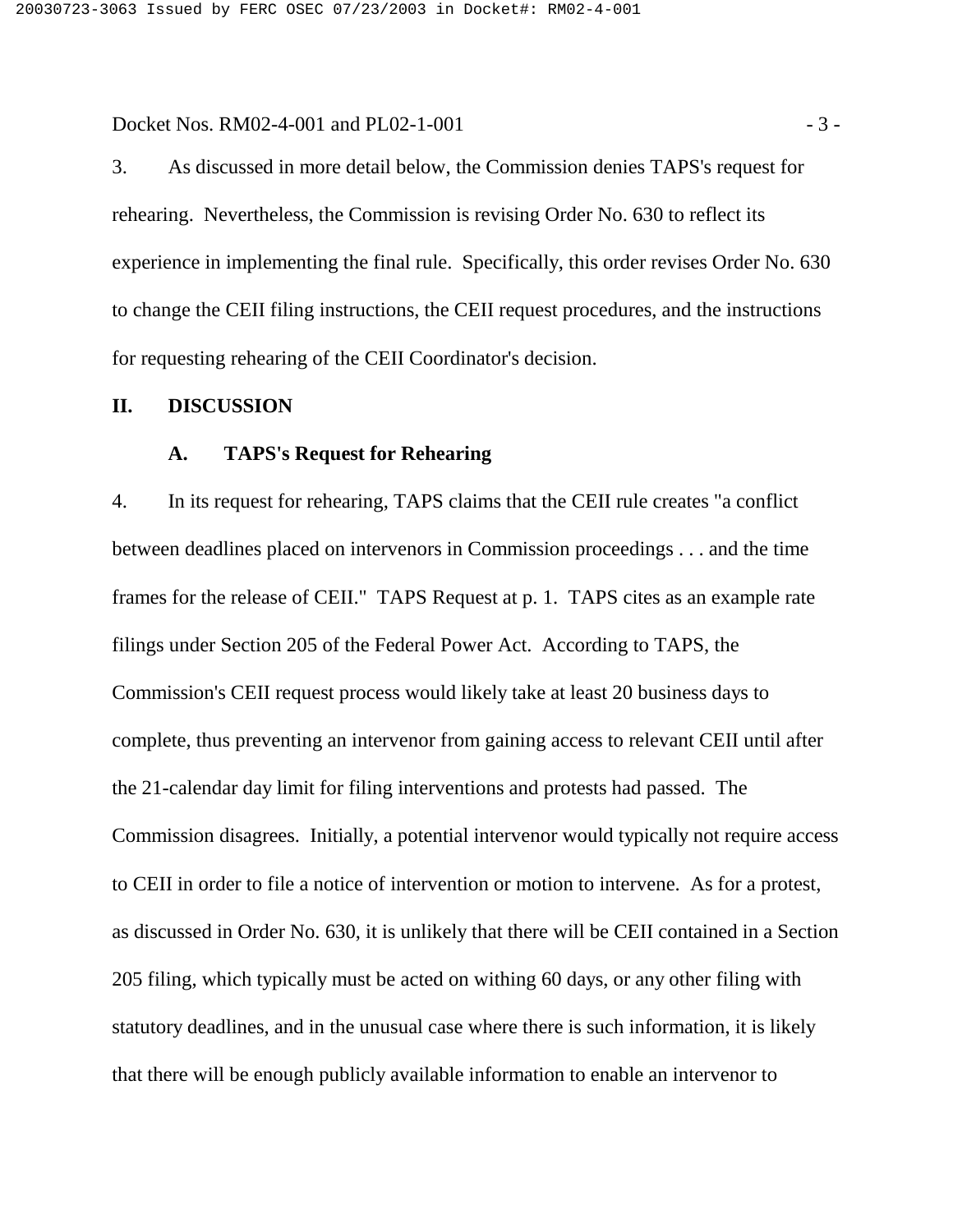3. As discussed in more detail below, the Commission denies TAPS's request for rehearing. Nevertheless, the Commission is revising Order No. 630 to reflect its experience in implementing the final rule. Specifically, this order revises Order No. 630 to change the CEII filing instructions, the CEII request procedures, and the instructions for requesting rehearing of the CEII Coordinator's decision.

## II. DISCUSSION

### A. TAPS's Request for Rehearing

4. In its request for rehearing, TAPS claims that the CEII rule creates "a conflict between deadlines placed on intervenors in Commission proceedings . . . and the time frames for the release of CEII." TAPS Request at p. 1. TAPS cites as an example rate filings under Section 205 of the Federal Power Act. According to TAPS, the Commission's CEII request process would likely take at least 20 business days to complete, thus preventing an intervenor from gaining access to relevant CEII until after the 21-calendar day limit for filing interventions and protests had passed. The Commission disagrees. Initially, a potential intervenor would typically not require access to CEII in order to file a notice of intervention or motion to intervene. As for a protest, as discussed in Order No. 630, it is unlikely that there will be CEII contained in a Section 205 filing, which typically must be acted on withing 60 days, or any other filing with statutory deadlines, and in the unusual case where there is such information, it is likely that there will be enough publicly available information to enable an intervenor to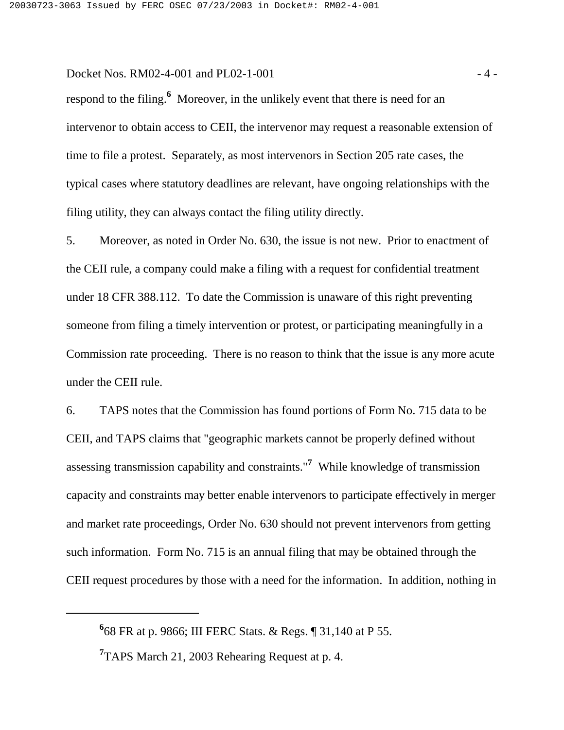respond to the filing.[6] Moreover, in the unlikely event that there is need for an intervenor to obtain access to CEII, the intervenor may request a reasonable extension of time to file a protest. Separately, as most intervenors in Section 205 rate cases, the typical cases where statutory deadlines are relevant, have ongoing relationships with the filing utility, they can always contact the filing utility directly.

5. Moreover, as noted in Order No. 630, the issue is not new. Prior to enactment of the CEII rule, a company could make a filing with a request for confidential treatment under 18 CFR 388.112. To date the Commission is unaware of this right preventing someone from filing a timely intervention or protest, or participating meaningfully in a Commission rate proceeding. There is no reason to think that the issue is any more acute under the CEII rule.

6. TAPS notes that the Commission has found portions of Form No. 715 data to be CEII, and TAPS claims that "geographic markets cannot be properly defined without assessing transmission capability and constraints."[7] While knowledge of transmission capacity and constraints may better enable intervenors to participate effectively in merger and market rate proceedings, Order No. 630 should not prevent intervenors from getting such information. Form No. 715 is an annual filing that may be obtained through the CEII request procedures by those with a need for the information. In addition, nothing in

---

[6] 68 FR at p. 9866; III FERC Stats. & Regs. ¶ 31,140 at P 55.

[7] TAPS March 21, 2003 Rehearing Request at p. 4.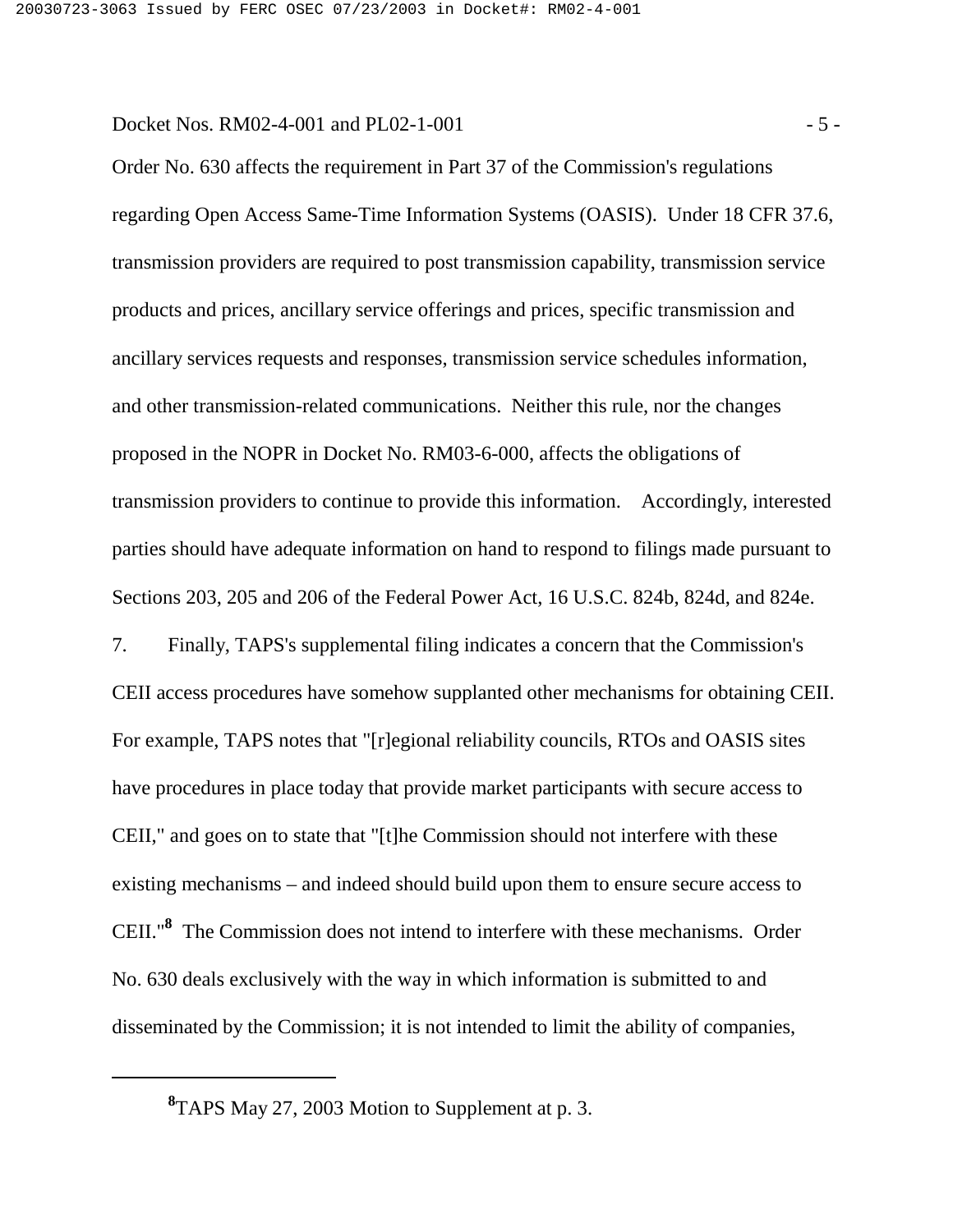Order No. 630 affects the requirement in Part 37 of the Commission's regulations regarding Open Access Same-Time Information Systems (OASIS). Under 18 CFR 37.6, transmission providers are required to post transmission capability, transmission service products and prices, ancillary service offerings and prices, specific transmission and ancillary services requests and responses, transmission service schedules information, and other transmission-related communications. Neither this rule, nor the changes proposed in the NOPR in Docket No. RM03-6-000, affects the obligations of transmission providers to continue to provide this information. Accordingly, interested parties should have adequate information on hand to respond to filings made pursuant to Sections 203, 205 and 206 of the Federal Power Act, 16 U.S.C. 824b, 824d, and 824e.

7. Finally, TAPS's supplemental filing indicates a concern that the Commission's CEII access procedures have somehow supplanted other mechanisms for obtaining CEII. For example, TAPS notes that "[r]egional reliability councils, RTOs and OASIS sites have procedures in place today that provide market participants with secure access to CEII," and goes on to state that "[t]he Commission should not interfere with these existing mechanisms – and indeed should build upon them to ensure secure access to CEII."[8] The Commission does not intend to interfere with these mechanisms. Order No. 630 deals exclusively with the way in which information is submitted to and disseminated by the Commission; it is not intended to limit the ability of companies,

[8] TAPS May 27, 2003 Motion to Supplement at p. 3.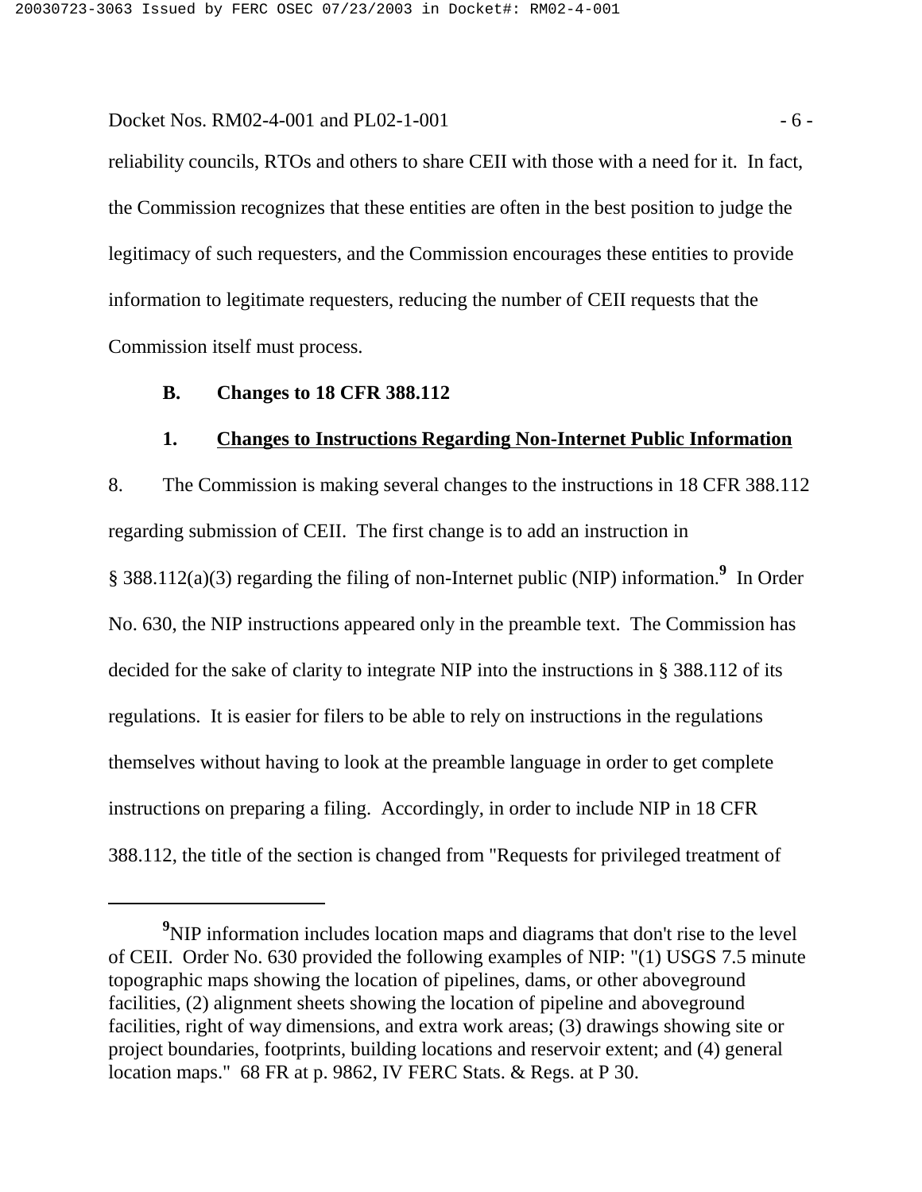reliability councils, RTOs and others to share CEII with those with a need for it. In fact, the Commission recognizes that these entities are often in the best position to judge the legitimacy of such requesters, and the Commission encourages these entities to provide information to legitimate requesters, reducing the number of CEII requests that the Commission itself must process.

### B. Changes to 18 CFR 388.112

#### 1. Changes to Instructions Regarding Non-Internet Public Information

8. The Commission is making several changes to the instructions in 18 CFR 388.112 regarding submission of CEII. The first change is to add an instruction in § 388.112(a)(3) regarding the filing of non-Internet public (NIP) information.[9] In Order No. 630, the NIP instructions appeared only in the preamble text. The Commission has decided for the sake of clarity to integrate NIP into the instructions in § 388.112 of its regulations. It is easier for filers to be able to rely on instructions in the regulations themselves without having to look at the preamble language in order to get complete instructions on preparing a filing. Accordingly, in order to include NIP in 18 CFR 388.112, the title of the section is changed from "Requests for privileged treatment of

---

[9] NIP information includes location maps and diagrams that don't rise to the level of CEII. Order No. 630 provided the following examples of NIP: "(1) USGS 7.5 minute topographic maps showing the location of pipelines, dams, or other aboveground facilities, (2) alignment sheets showing the location of pipeline and aboveground facilities, right of way dimensions, and extra work areas; (3) drawings showing site or project boundaries, footprints, building locations and reservoir extent; and (4) general location maps." 68 FR at p. 9862, IV FERC Stats. & Regs. at P 30.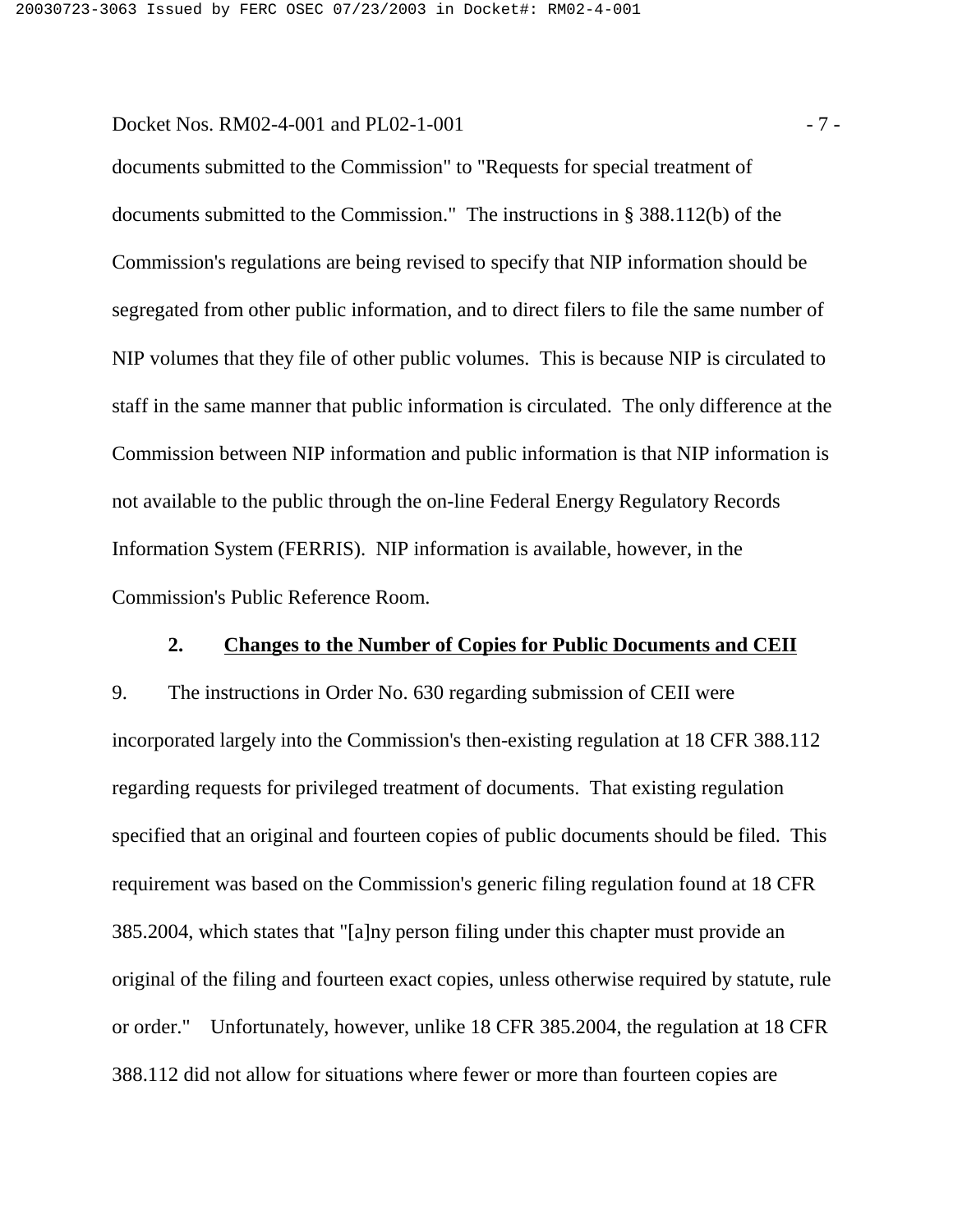documents submitted to the Commission" to "Requests for special treatment of documents submitted to the Commission." The instructions in § 388.112(b) of the Commission's regulations are being revised to specify that NIP information should be segregated from other public information, and to direct filers to file the same number of NIP volumes that they file of other public volumes. This is because NIP is circulated to staff in the same manner that public information is circulated. The only difference at the Commission between NIP information and public information is that NIP information is not available to the public through the on-line Federal Energy Regulatory Records Information System (FERRIS). NIP information is available, however, in the Commission's Public Reference Room.

### 2. Changes to the Number of Copies for Public Documents and CEII

9. The instructions in Order No. 630 regarding submission of CEII were incorporated largely into the Commission's then-existing regulation at 18 CFR 388.112 regarding requests for privileged treatment of documents. That existing regulation specified that an original and fourteen copies of public documents should be filed. This requirement was based on the Commission's generic filing regulation found at 18 CFR 385.2004, which states that "[a]ny person filing under this chapter must provide an original of the filing and fourteen exact copies, unless otherwise required by statute, rule or order." Unfortunately, however, unlike 18 CFR 385.2004, the regulation at 18 CFR 388.112 did not allow for situations where fewer or more than fourteen copies are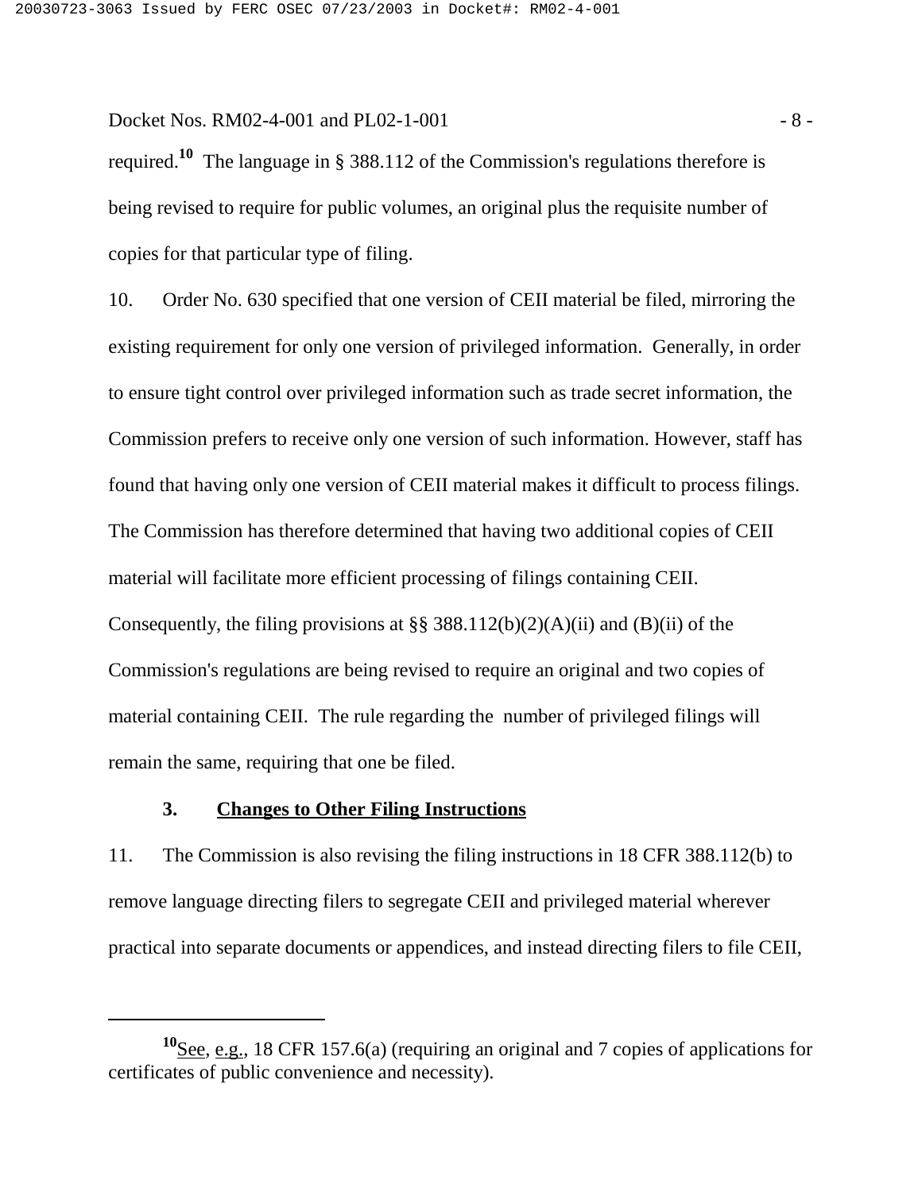required.[10] The language in § 388.112 of the Commission's regulations therefore is being revised to require for public volumes, an original plus the requisite number of copies for that particular type of filing.

10. Order No. 630 specified that one version of CEII material be filed, mirroring the existing requirement for only one version of privileged information. Generally, in order to ensure tight control over privileged information such as trade secret information, the Commission prefers to receive only one version of such information. However, staff has found that having only one version of CEII material makes it difficult to process filings. The Commission has therefore determined that having two additional copies of CEII material will facilitate more efficient processing of filings containing CEII. Consequently, the filing provisions at §§ 388.112(b)(2)(A)(ii) and (B)(ii) of the Commission's regulations are being revised to require an original and two copies of material containing CEII. The rule regarding the number of privileged filings will remain the same, requiring that one be filed.

### 3. Changes to Other Filing Instructions

11. The Commission is also revising the filing instructions in 18 CFR 388.112(b) to remove language directing filers to segregate CEII and privileged material wherever practical into separate documents or appendices, and instead directing filers to file CEII,

---

[10] See, e.g., 18 CFR 157.6(a) (requiring an original and 7 copies of applications for certificates of public convenience and necessity).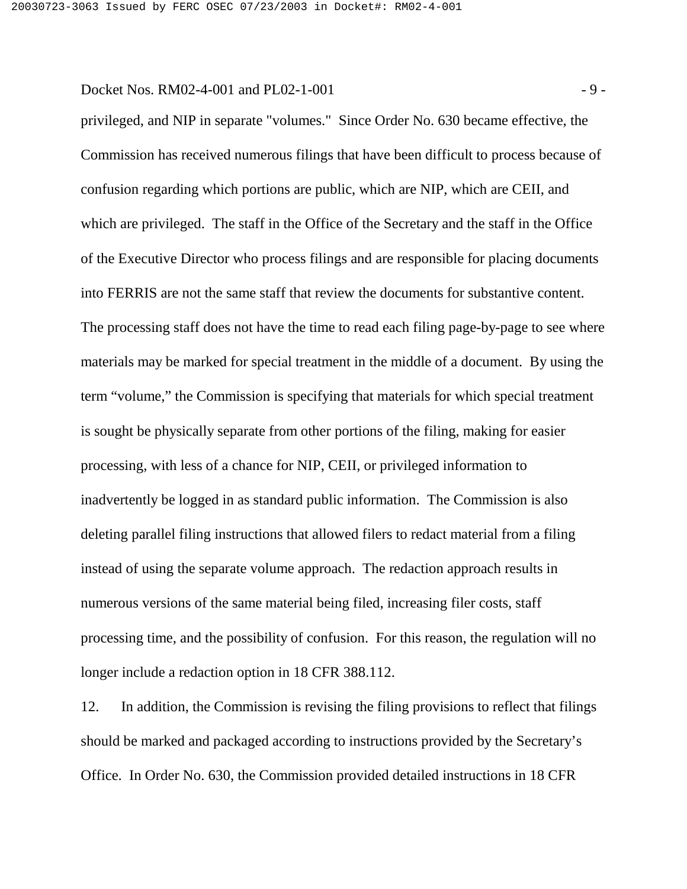privileged, and NIP in separate "volumes." Since Order No. 630 became effective, the Commission has received numerous filings that have been difficult to process because of confusion regarding which portions are public, which are NIP, which are CEII, and which are privileged. The staff in the Office of the Secretary and the staff in the Office of the Executive Director who process filings and are responsible for placing documents into FERRIS are not the same staff that review the documents for substantive content. The processing staff does not have the time to read each filing page-by-page to see where materials may be marked for special treatment in the middle of a document. By using the term "volume," the Commission is specifying that materials for which special treatment is sought be physically separate from other portions of the filing, making for easier processing, with less of a chance for NIP, CEII, or privileged information to inadvertently be logged in as standard public information. The Commission is also deleting parallel filing instructions that allowed filers to redact material from a filing instead of using the separate volume approach. The redaction approach results in numerous versions of the same material being filed, increasing filer costs, staff processing time, and the possibility of confusion. For this reason, the regulation will no longer include a redaction option in 18 CFR 388.112.

12. In addition, the Commission is revising the filing provisions to reflect that filings should be marked and packaged according to instructions provided by the Secretary's Office. In Order No. 630, the Commission provided detailed instructions in 18 CFR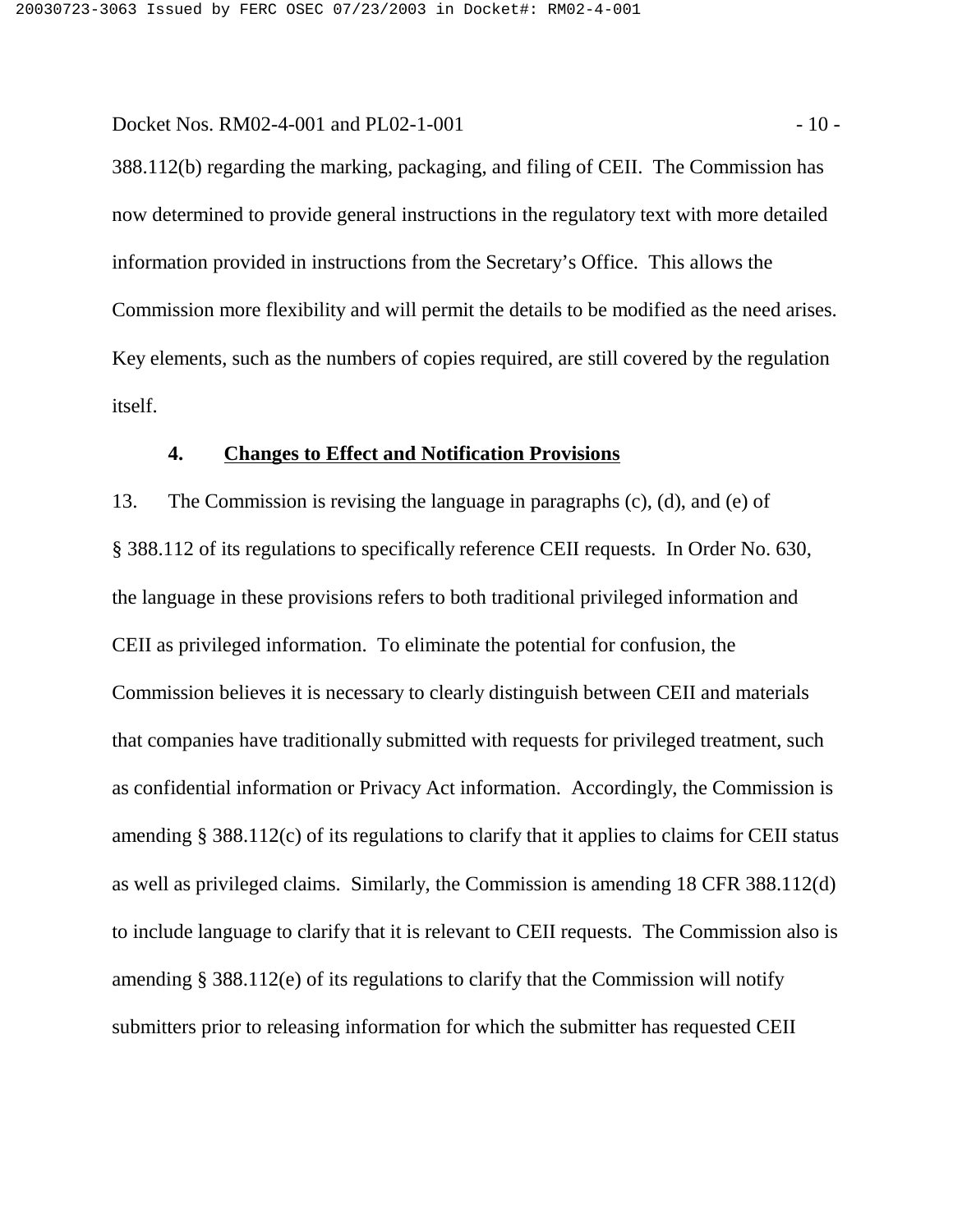388.112(b) regarding the marking, packaging, and filing of CEII. The Commission has now determined to provide general instructions in the regulatory text with more detailed information provided in instructions from the Secretary's Office. This allows the Commission more flexibility and will permit the details to be modified as the need arises. Key elements, such as the numbers of copies required, are still covered by the regulation itself.

### 4. Changes to Effect and Notification Provisions

13. The Commission is revising the language in paragraphs (c), (d), and (e) of § 388.112 of its regulations to specifically reference CEII requests. In Order No. 630, the language in these provisions refers to both traditional privileged information and CEII as privileged information. To eliminate the potential for confusion, the Commission believes it is necessary to clearly distinguish between CEII and materials that companies have traditionally submitted with requests for privileged treatment, such as confidential information or Privacy Act information. Accordingly, the Commission is amending § 388.112(c) of its regulations to clarify that it applies to claims for CEII status as well as privileged claims. Similarly, the Commission is amending 18 CFR 388.112(d) to include language to clarify that it is relevant to CEII requests. The Commission also is amending § 388.112(e) of its regulations to clarify that the Commission will notify submitters prior to releasing information for which the submitter has requested CEII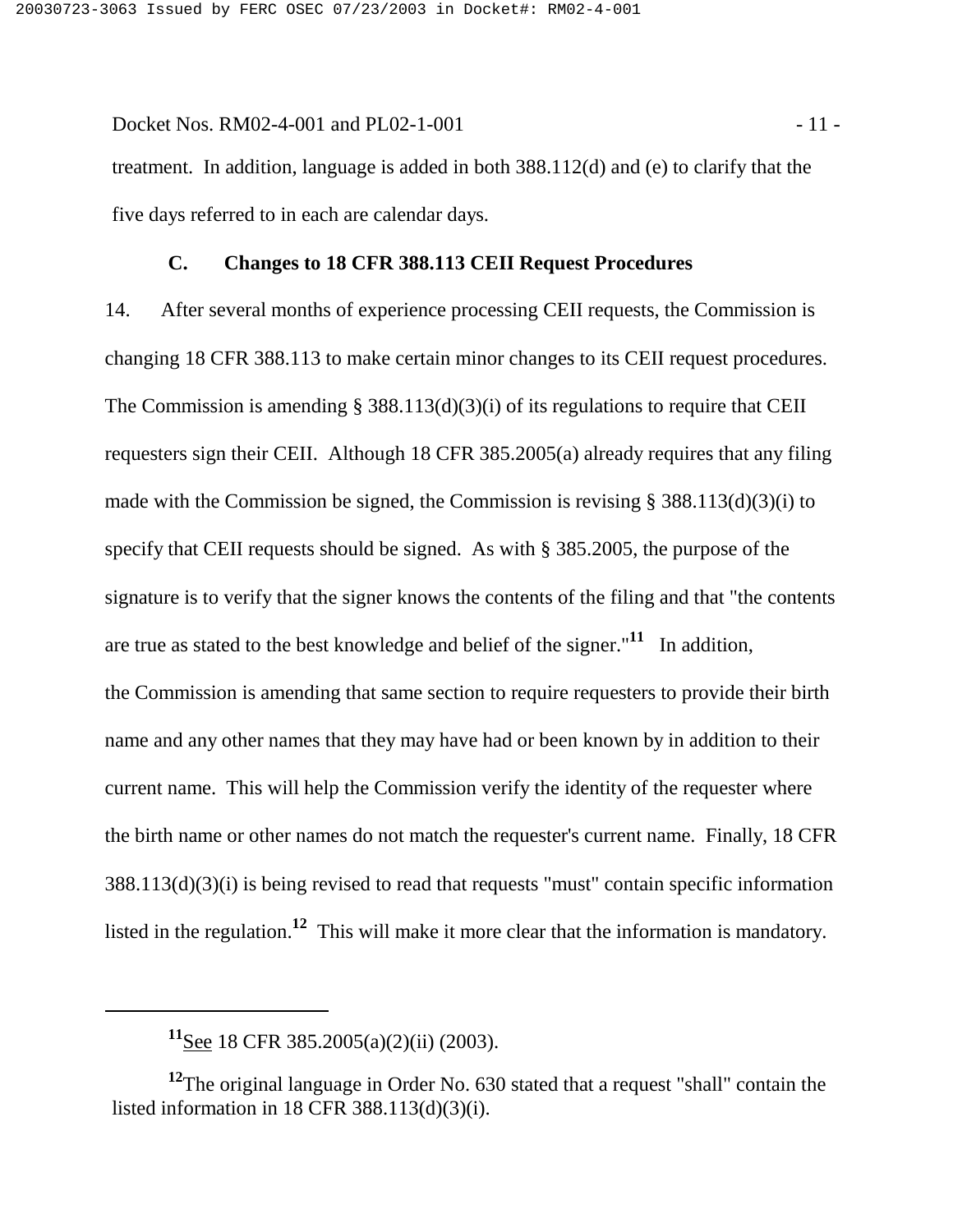treatment. In addition, language is added in both 388.112(d) and (e) to clarify that the five days referred to in each are calendar days.

### C. Changes to 18 CFR 388.113 CEII Request Procedures

14. After several months of experience processing CEII requests, the Commission is changing 18 CFR 388.113 to make certain minor changes to its CEII request procedures. The Commission is amending § 388.113(d)(3)(i) of its regulations to require that CEII requesters sign their CEII. Although 18 CFR 385.2005(a) already requires that any filing made with the Commission be signed, the Commission is revising § 388.113(d)(3)(i) to specify that CEII requests should be signed. As with § 385.2005, the purpose of the signature is to verify that the signer knows the contents of the filing and that "the contents are true as stated to the best knowledge and belief of the signer."[11] In addition, the Commission is amending that same section to require requesters to provide their birth name and any other names that they may have had or been known by in addition to their current name. This will help the Commission verify the identity of the requester where the birth name or other names do not match the requester's current name. Finally, 18 CFR 388.113(d)(3)(i) is being revised to read that requests "must" contain specific information listed in the regulation.[12] This will make it more clear that the information is mandatory.

---

[11] See 18 CFR 385.2005(a)(2)(ii) (2003).

[12] The original language in Order No. 630 stated that a request "shall" contain the listed information in 18 CFR 388.113(d)(3)(i).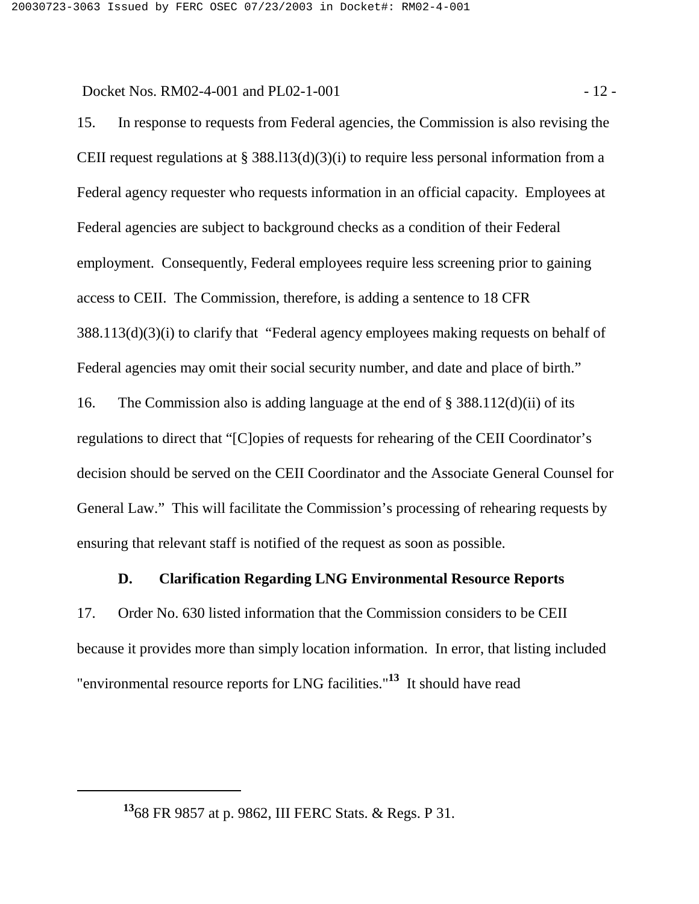15. In response to requests from Federal agencies, the Commission is also revising the CEII request regulations at § 388.l13(d)(3)(i) to require less personal information from a Federal agency requester who requests information in an official capacity. Employees at Federal agencies are subject to background checks as a condition of their Federal employment. Consequently, Federal employees require less screening prior to gaining access to CEII. The Commission, therefore, is adding a sentence to 18 CFR 388.113(d)(3)(i) to clarify that "Federal agency employees making requests on behalf of Federal agencies may omit their social security number, and date and place of birth."

16. The Commission also is adding language at the end of § 388.112(d)(ii) of its regulations to direct that "[C]opies of requests for rehearing of the CEII Coordinator's decision should be served on the CEII Coordinator and the Associate General Counsel for General Law." This will facilitate the Commission's processing of rehearing requests by ensuring that relevant staff is notified of the request as soon as possible.

### D. Clarification Regarding LNG Environmental Resource Reports

17. Order No. 630 listed information that the Commission considers to be CEII because it provides more than simply location information. In error, that listing included "environmental resource reports for LNG facilities."[13] It should have read

---

[13] 68 FR 9857 at p. 9862, III FERC Stats. & Regs. P 31.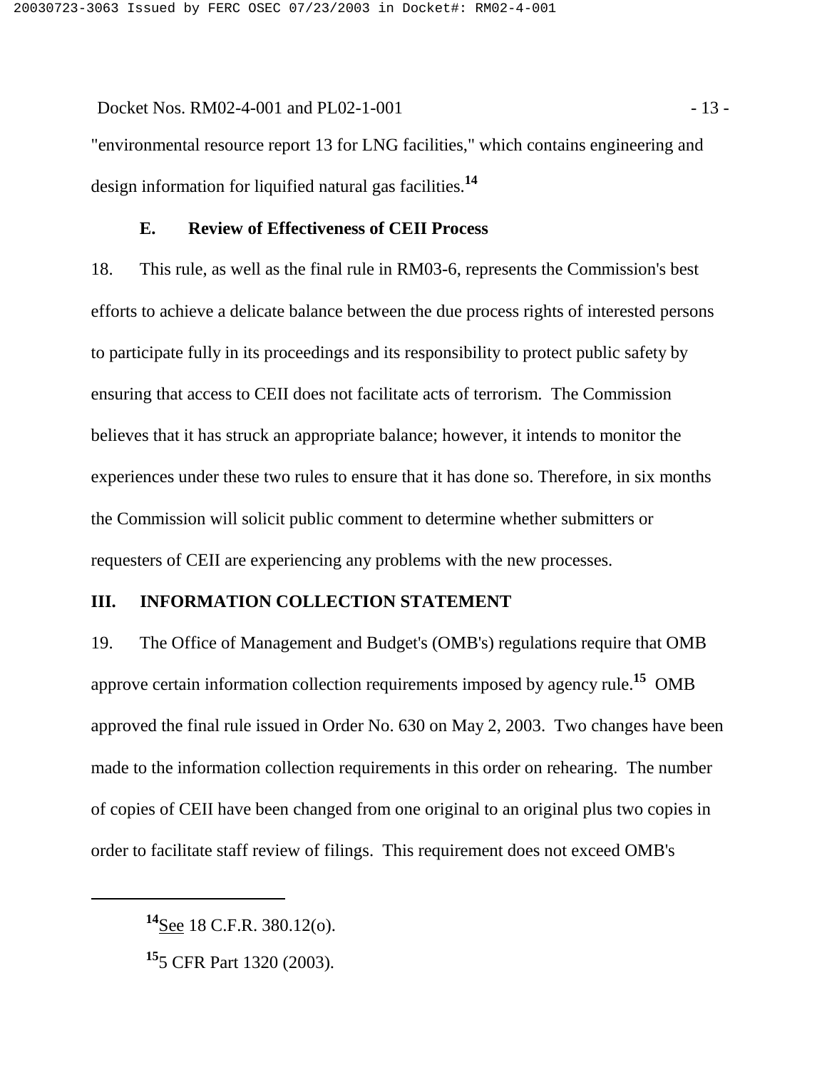"environmental resource report 13 for LNG facilities," which contains engineering and design information for liquified natural gas facilities.[14]

### E. Review of Effectiveness of CEII Process

18. This rule, as well as the final rule in RM03-6, represents the Commission's best efforts to achieve a delicate balance between the due process rights of interested persons to participate fully in its proceedings and its responsibility to protect public safety by ensuring that access to CEII does not facilitate acts of terrorism. The Commission believes that it has struck an appropriate balance; however, it intends to monitor the experiences under these two rules to ensure that it has done so. Therefore, in six months the Commission will solicit public comment to determine whether submitters or requesters of CEII are experiencing any problems with the new processes.

## III. INFORMATION COLLECTION STATEMENT

19. The Office of Management and Budget's (OMB's) regulations require that OMB approve certain information collection requirements imposed by agency rule.[15] OMB approved the final rule issued in Order No. 630 on May 2, 2003. Two changes have been made to the information collection requirements in this order on rehearing. The number of copies of CEII have been changed from one original to an original plus two copies in order to facilitate staff review of filings. This requirement does not exceed OMB's

---

[14] See 18 C.F.R. 380.12(o).

[15] 5 CFR Part 1320 (2003).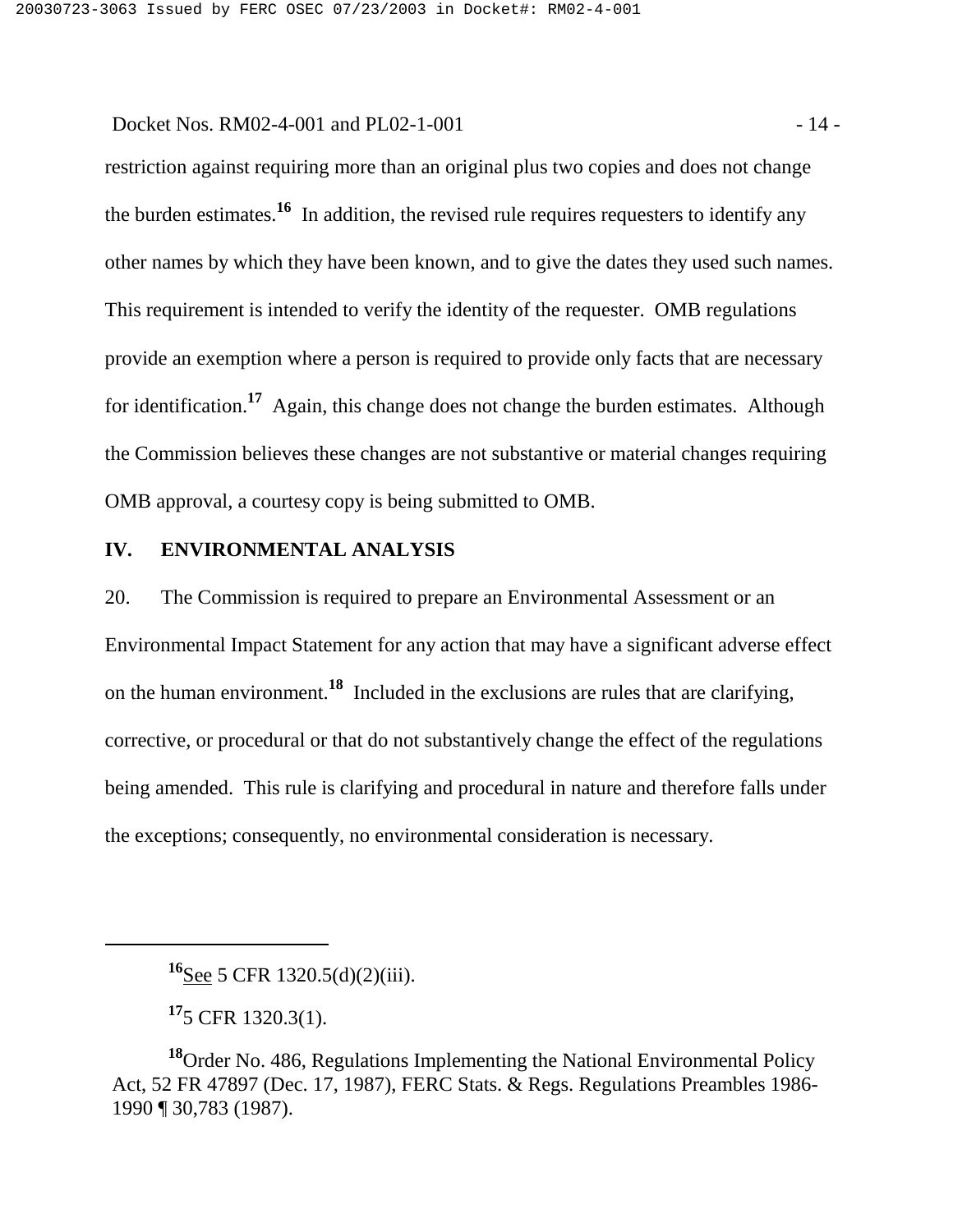restriction against requiring more than an original plus two copies and does not change the burden estimates.[16] In addition, the revised rule requires requesters to identify any other names by which they have been known, and to give the dates they used such names. This requirement is intended to verify the identity of the requester. OMB regulations provide an exemption where a person is required to provide only facts that are necessary for identification.[17] Again, this change does not change the burden estimates. Although the Commission believes these changes are not substantive or material changes requiring OMB approval, a courtesy copy is being submitted to OMB.

## IV. ENVIRONMENTAL ANALYSIS

20. The Commission is required to prepare an Environmental Assessment or an Environmental Impact Statement for any action that may have a significant adverse effect on the human environment.[18] Included in the exclusions are rules that are clarifying, corrective, or procedural or that do not substantively change the effect of the regulations being amended. This rule is clarifying and procedural in nature and therefore falls under the exceptions; consequently, no environmental consideration is necessary.

---

[16] See 5 CFR 1320.5(d)(2)(iii).

[17] 5 CFR 1320.3(1).

[18] Order No. 486, Regulations Implementing the National Environmental Policy Act, 52 FR 47897 (Dec. 17, 1987), FERC Stats. & Regs. Regulations Preambles 1986-1990 ¶ 30,783 (1987).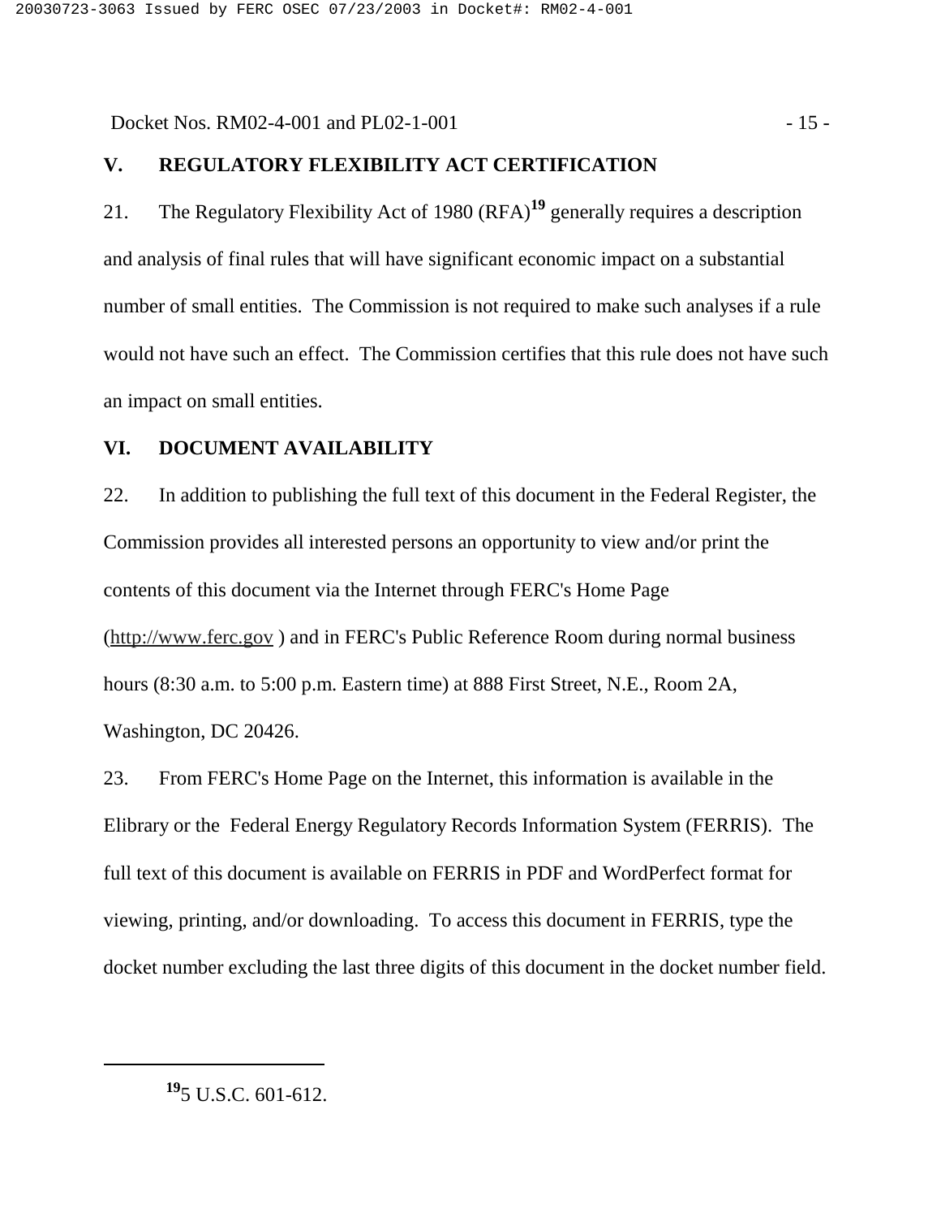## V. REGULATORY FLEXIBILITY ACT CERTIFICATION

21. The Regulatory Flexibility Act of 1980 (RFA)[19] generally requires a description and analysis of final rules that will have significant economic impact on a substantial number of small entities. The Commission is not required to make such analyses if a rule would not have such an effect. The Commission certifies that this rule does not have such an impact on small entities.

## VI. DOCUMENT AVAILABILITY

22. In addition to publishing the full text of this document in the Federal Register, the Commission provides all interested persons an opportunity to view and/or print the contents of this document via the Internet through FERC's Home Page (http://www.ferc.gov ) and in FERC's Public Reference Room during normal business hours (8:30 a.m. to 5:00 p.m. Eastern time) at 888 First Street, N.E., Room 2A, Washington, DC 20426.

23. From FERC's Home Page on the Internet, this information is available in the Elibrary or the Federal Energy Regulatory Records Information System (FERRIS). The full text of this document is available on FERRIS in PDF and WordPerfect format for viewing, printing, and/or downloading. To access this document in FERRIS, type the docket number excluding the last three digits of this document in the docket number field.

---

[19] 5 U.S.C. 601-612.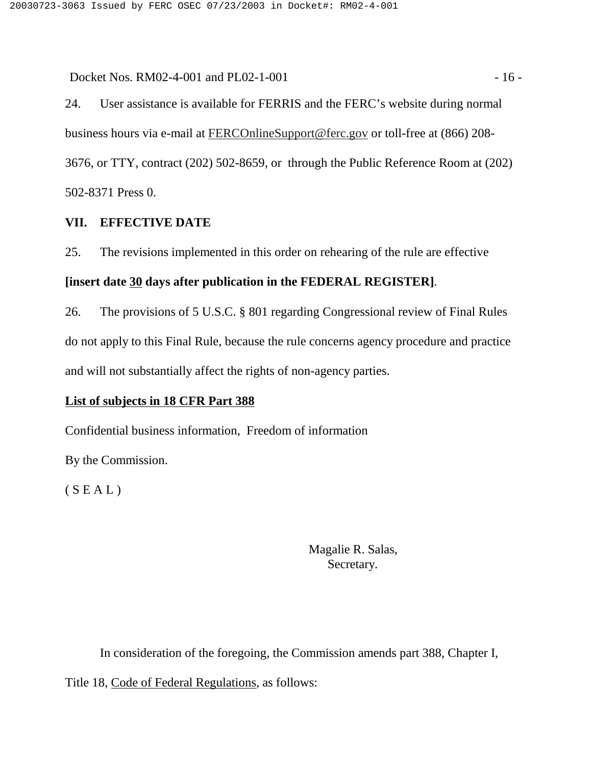24. User assistance is available for FERRIS and the FERC's website during normal business hours via e-mail at FERCOnlineSupport@ferc.gov or toll-free at (866) 208-3676, or TTY, contract (202) 502-8659, or through the Public Reference Room at (202) 502-8371 Press 0.

## VII. EFFECTIVE DATE

25. The revisions implemented in this order on rehearing of the rule are effective **[insert date 30 days after publication in the FEDERAL REGISTER]**.

26. The provisions of 5 U.S.C. § 801 regarding Congressional review of Final Rules do not apply to this Final Rule, because the rule concerns agency procedure and practice and will not substantially affect the rights of non-agency parties.

**List of subjects in 18 CFR Part 388**

Confidential business information, Freedom of information

By the Commission.

( S E A L )

Magalie R. Salas,
Secretary.

In consideration of the foregoing, the Commission amends part 388, Chapter I, Title 18, Code of Federal Regulations, as follows: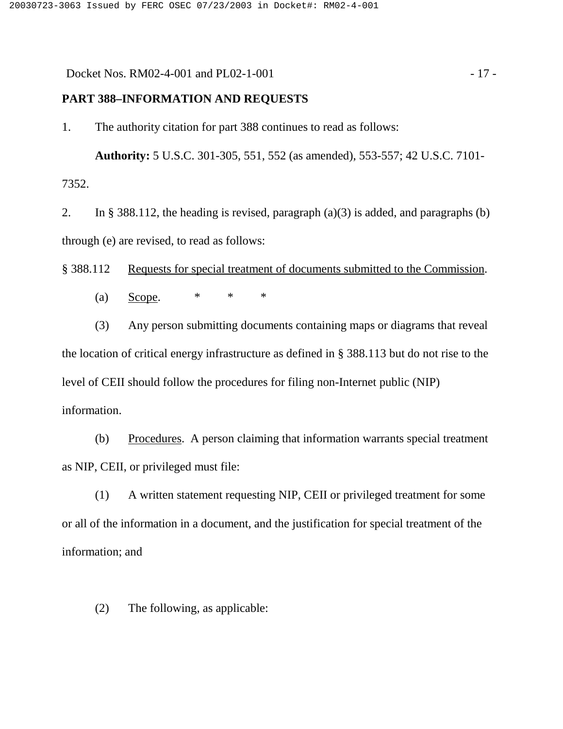**PART 388–INFORMATION AND REQUESTS**

1. The authority citation for part 388 continues to read as follows:

**Authority:** 5 U.S.C. 301-305, 551, 552 (as amended), 553-557; 42 U.S.C. 7101-7352.

2. In § 388.112, the heading is revised, paragraph (a)(3) is added, and paragraphs (b) through (e) are revised, to read as follows:

§ 388.112 Requests for special treatment of documents submitted to the Commission.

(a) Scope. * * *

(3) Any person submitting documents containing maps or diagrams that reveal the location of critical energy infrastructure as defined in § 388.113 but do not rise to the level of CEII should follow the procedures for filing non-Internet public (NIP) information.

(b) Procedures. A person claiming that information warrants special treatment as NIP, CEII, or privileged must file:

(1) A written statement requesting NIP, CEII or privileged treatment for some or all of the information in a document, and the justification for special treatment of the information; and

(2) The following, as applicable: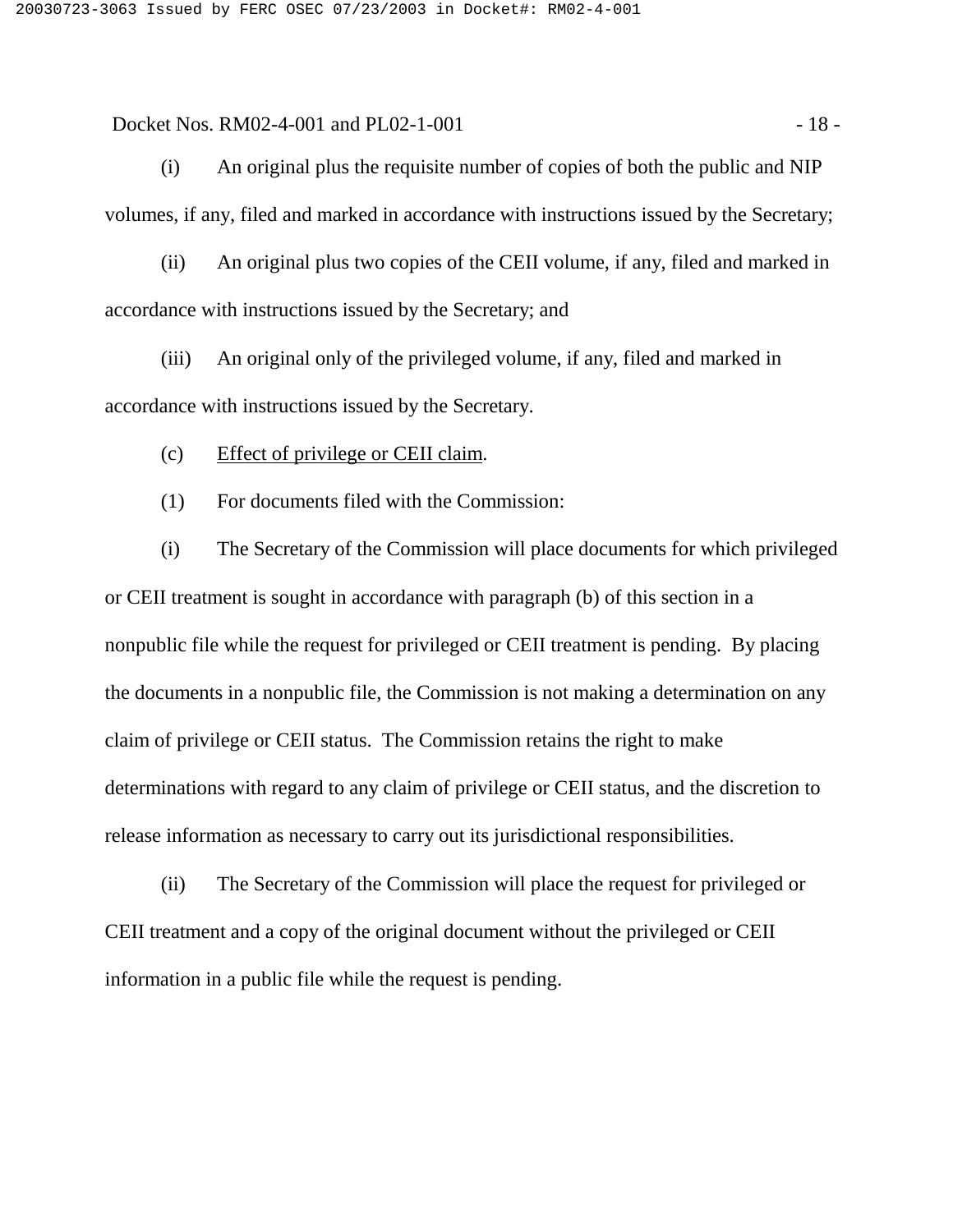(i) An original plus the requisite number of copies of both the public and NIP volumes, if any, filed and marked in accordance with instructions issued by the Secretary;

(ii) An original plus two copies of the CEII volume, if any, filed and marked in accordance with instructions issued by the Secretary; and

(iii) An original only of the privileged volume, if any, filed and marked in accordance with instructions issued by the Secretary.

(c) Effect of privilege or CEII claim.

(1) For documents filed with the Commission:

(i) The Secretary of the Commission will place documents for which privileged or CEII treatment is sought in accordance with paragraph (b) of this section in a nonpublic file while the request for privileged or CEII treatment is pending. By placing the documents in a nonpublic file, the Commission is not making a determination on any claim of privilege or CEII status. The Commission retains the right to make determinations with regard to any claim of privilege or CEII status, and the discretion to release information as necessary to carry out its jurisdictional responsibilities.

(ii) The Secretary of the Commission will place the request for privileged or CEII treatment and a copy of the original document without the privileged or CEII information in a public file while the request is pending.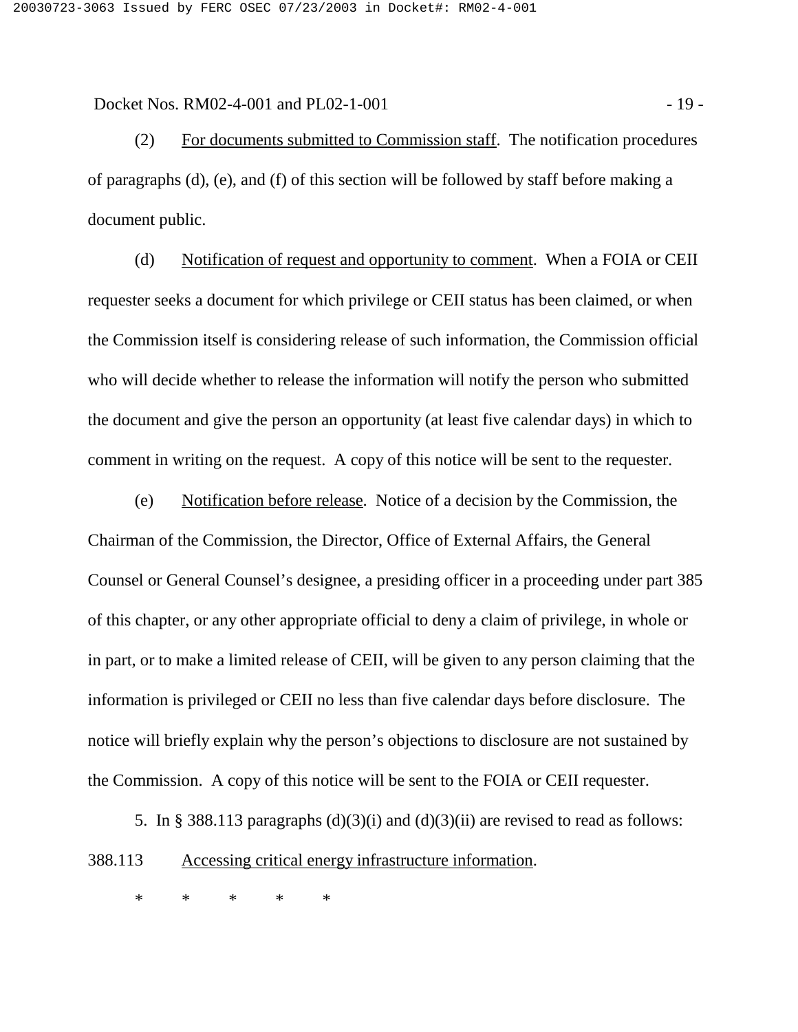(2) For documents submitted to Commission staff. The notification procedures of paragraphs (d), (e), and (f) of this section will be followed by staff before making a document public.

(d) Notification of request and opportunity to comment. When a FOIA or CEII requester seeks a document for which privilege or CEII status has been claimed, or when the Commission itself is considering release of such information, the Commission official who will decide whether to release the information will notify the person who submitted the document and give the person an opportunity (at least five calendar days) in which to comment in writing on the request. A copy of this notice will be sent to the requester.

(e) Notification before release. Notice of a decision by the Commission, the Chairman of the Commission, the Director, Office of External Affairs, the General Counsel or General Counsel's designee, a presiding officer in a proceeding under part 385 of this chapter, or any other appropriate official to deny a claim of privilege, in whole or in part, or to make a limited release of CEII, will be given to any person claiming that the information is privileged or CEII no less than five calendar days before disclosure. The notice will briefly explain why the person's objections to disclosure are not sustained by the Commission. A copy of this notice will be sent to the FOIA or CEII requester.

5. In § 388.113 paragraphs (d)(3)(i) and (d)(3)(ii) are revised to read as follows:

388.113 Accessing critical energy infrastructure information.

\* \* \* \* \*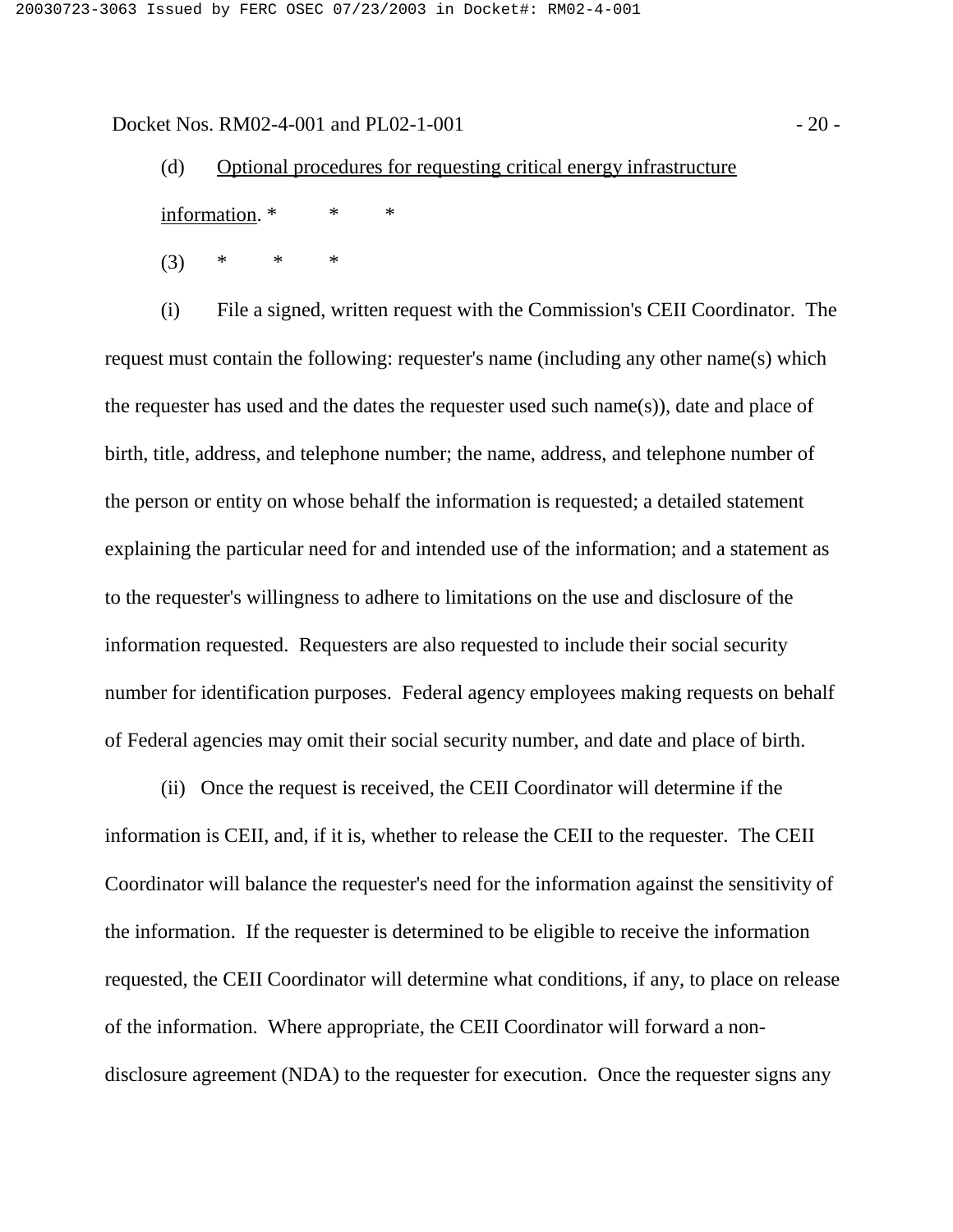(d) Optional procedures for requesting critical energy infrastructure information. * * *

(3) * * *

(i) File a signed, written request with the Commission's CEII Coordinator. The request must contain the following: requester's name (including any other name(s) which the requester has used and the dates the requester used such name(s)), date and place of birth, title, address, and telephone number; the name, address, and telephone number of the person or entity on whose behalf the information is requested; a detailed statement explaining the particular need for and intended use of the information; and a statement as to the requester's willingness to adhere to limitations on the use and disclosure of the information requested. Requesters are also requested to include their social security number for identification purposes. Federal agency employees making requests on behalf of Federal agencies may omit their social security number, and date and place of birth.

(ii) Once the request is received, the CEII Coordinator will determine if the information is CEII, and, if it is, whether to release the CEII to the requester. The CEII Coordinator will balance the requester's need for the information against the sensitivity of the information. If the requester is determined to be eligible to receive the information requested, the CEII Coordinator will determine what conditions, if any, to place on release of the information. Where appropriate, the CEII Coordinator will forward a non-disclosure agreement (NDA) to the requester for execution. Once the requester signs any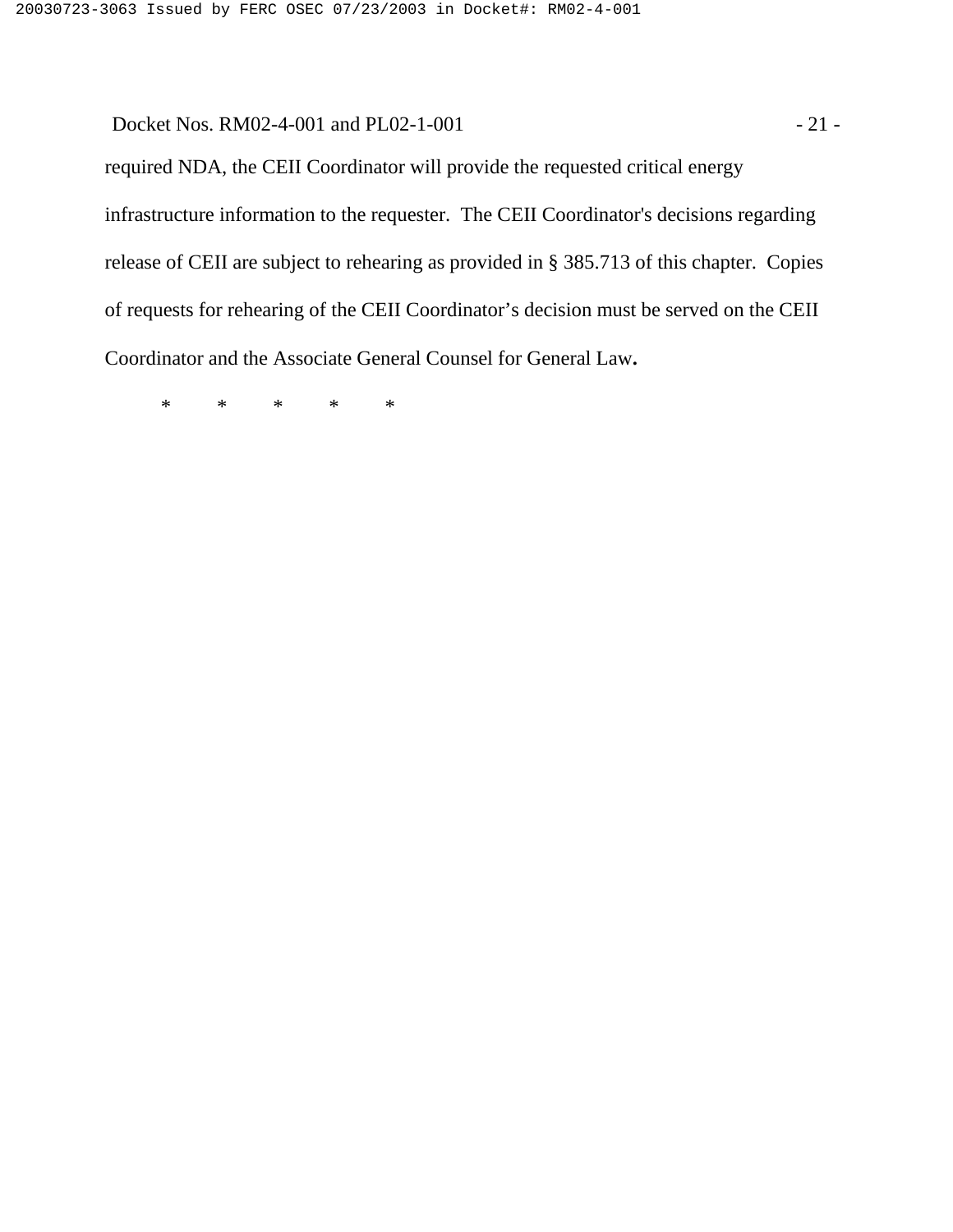required NDA, the CEII Coordinator will provide the requested critical energy infrastructure information to the requester. The CEII Coordinator's decisions regarding release of CEII are subject to rehearing as provided in § 385.713 of this chapter. Copies of requests for rehearing of the CEII Coordinator’s decision must be served on the CEII Coordinator and the Associate General Counsel for General Law.

\* \* \* \* \*